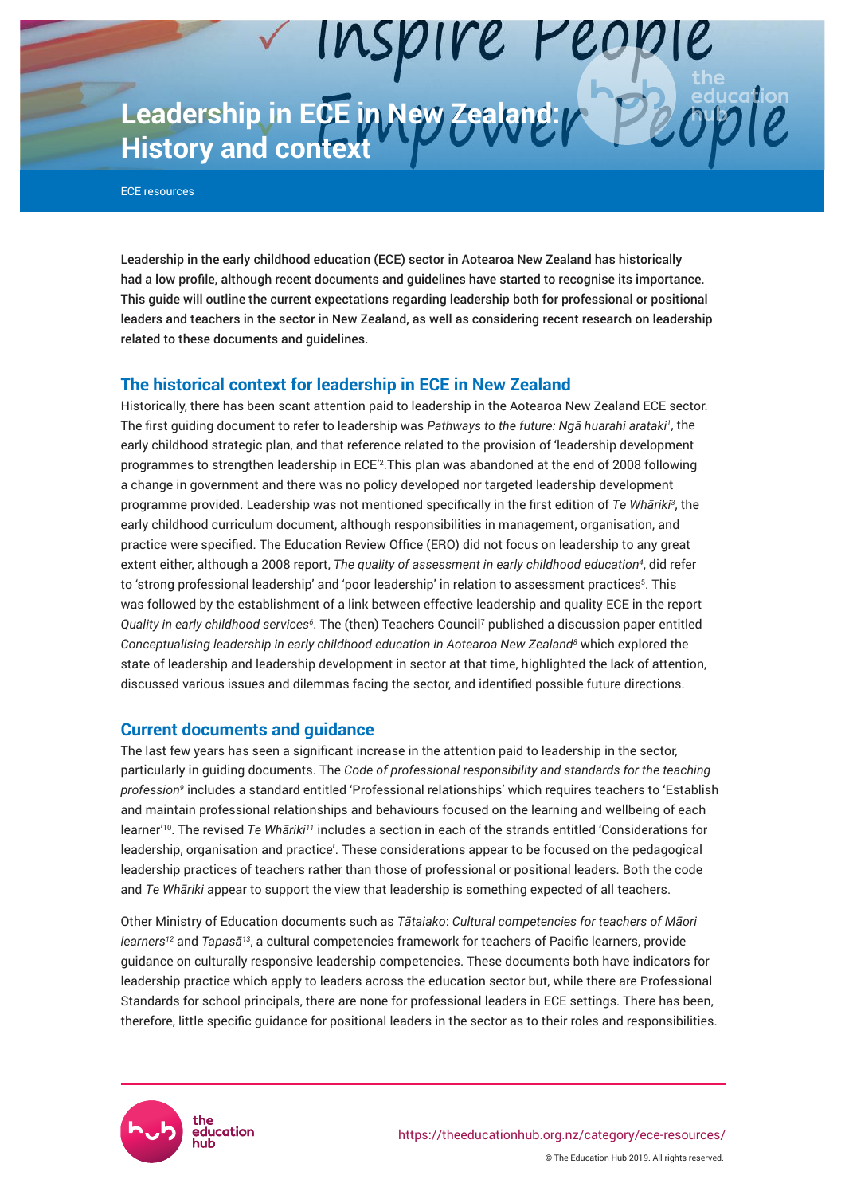# Leadership in ECE in New Zealand: History and context

ECE resources

**Leadership in the early childhood education (ECE) sector in Aotearoa New Zealand has historically had a low profile, although recent documents and guidelines have started to recognise its importance. This guide will outline the current expectations regarding leadership both for professional or positional leaders and teachers in the sector in New Zealand, as well as considering recent research on leadership related to these documents and guidelines.**

## The historical context for leadership in ECE in New Zealand

Historically, there has been scant attention paid to leadership in the Aotearoa New Zealand ECE sector. The first guiding document to refer to leadership was *Pathways to the future: Ngā huarahi arataki*[1], the early childhood strategic plan, and that reference related to the provision of 'leadership development programmes to strengthen leadership in ECE'[2]. This plan was abandoned at the end of 2008 following a change in government and there was no policy developed nor targeted leadership development programme provided. Leadership was not mentioned specifically in the first edition of *Te Whāriki*[3], the early childhood curriculum document, although responsibilities in management, organisation, and practice were specified. The Education Review Office (ERO) did not focus on leadership to any great extent either, although a 2008 report, *The quality of assessment in early childhood education*[4], did refer to 'strong professional leadership' and 'poor leadership' in relation to assessment practices[5]. This was followed by the establishment of a link between effective leadership and quality ECE in the report *Quality in early childhood services*[6]. The (then) Teachers Council[7] published a discussion paper entitled *Conceptualising leadership in early childhood education in Aotearoa New Zealand*[8] which explored the state of leadership and leadership development in sector at that time, highlighted the lack of attention, discussed various issues and dilemmas facing the sector, and identified possible future directions.

## Current documents and guidance

The last few years has seen a significant increase in the attention paid to leadership in the sector, particularly in guiding documents. The *Code of professional responsibility and standards for the teaching profession*[9] includes a standard entitled 'Professional relationships' which requires teachers to 'Establish and maintain professional relationships and behaviours focused on the learning and wellbeing of each learner'[10]. The revised *Te Whāriki*[11] includes a section in each of the strands entitled 'Considerations for leadership, organisation and practice'. These considerations appear to be focused on the pedagogical leadership practices of teachers rather than those of professional or positional leaders. Both the code and *Te Whāriki* appear to support the view that leadership is something expected of all teachers.

Other Ministry of Education documents such as *Tātaiako*: *Cultural competencies for teachers of Māori learners*[12] and *Tapasā*[13], a cultural competencies framework for teachers of Pacific learners, provide guidance on culturally responsive leadership competencies. These documents both have indicators for leadership practice which apply to leaders across the education sector but, while there are Professional Standards for school principals, there are none for professional leaders in ECE settings. There has been, therefore, little specific guidance for positional leaders in the sector as to their roles and responsibilities.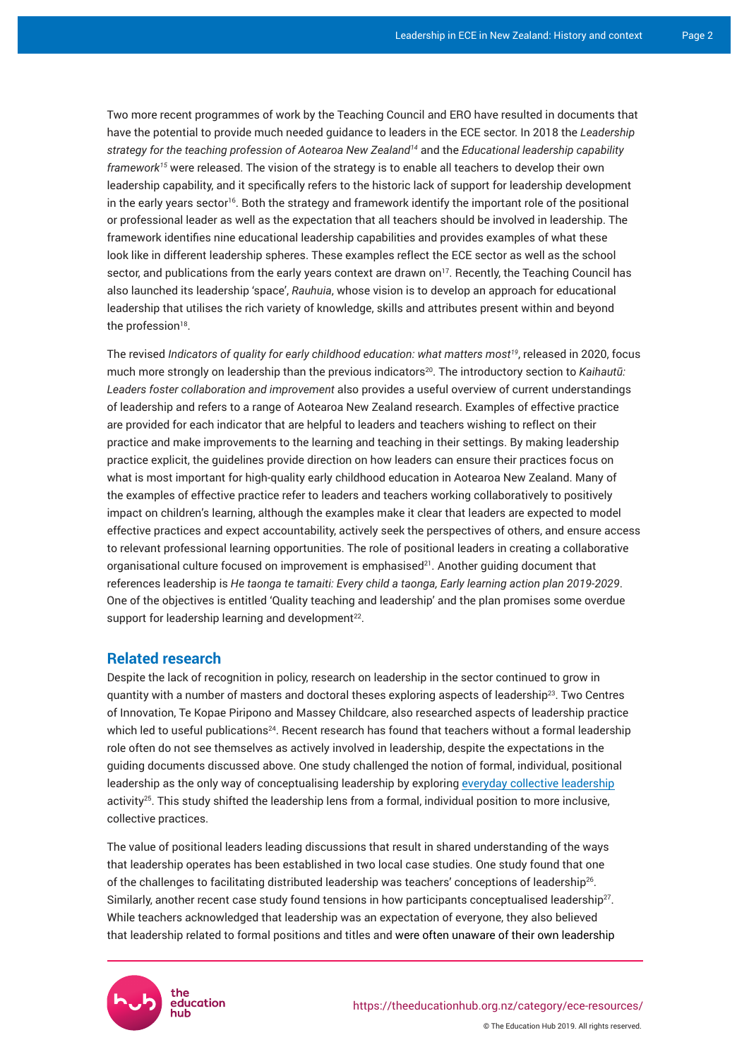Two more recent programmes of work by the Teaching Council and ERO have resulted in documents that have the potential to provide much needed guidance to leaders in the ECE sector. In 2018 the *Leadership strategy for the teaching profession of Aotearoa New Zealand*[14] and the *Educational leadership capability framework*[15] were released. The vision of the strategy is to enable all teachers to develop their own leadership capability, and it specifically refers to the historic lack of support for leadership development in the early years sector[16]. Both the strategy and framework identify the important role of the positional or professional leader as well as the expectation that all teachers should be involved in leadership. The framework identifies nine educational leadership capabilities and provides examples of what these look like in different leadership spheres. These examples reflect the ECE sector as well as the school sector, and publications from the early years context are drawn on[17]. Recently, the Teaching Council has also launched its leadership 'space', *Rauhuia*, whose vision is to develop an approach for educational leadership that utilises the rich variety of knowledge, skills and attributes present within and beyond the profession[18].

The revised *Indicators of quality for early childhood education: what matters most*[19], released in 2020, focus much more strongly on leadership than the previous indicators[20]. The introductory section to *Kaihautū: Leaders foster collaboration and improvement* also provides a useful overview of current understandings of leadership and refers to a range of Aotearoa New Zealand research. Examples of effective practice are provided for each indicator that are helpful to leaders and teachers wishing to reflect on their practice and make improvements to the learning and teaching in their settings. By making leadership practice explicit, the guidelines provide direction on how leaders can ensure their practices focus on what is most important for high-quality early childhood education in Aotearoa New Zealand. Many of the examples of effective practice refer to leaders and teachers working collaboratively to positively impact on children's learning, although the examples make it clear that leaders are expected to model effective practices and expect accountability, actively seek the perspectives of others, and ensure access to relevant professional learning opportunities. The role of positional leaders in creating a collaborative organisational culture focused on improvement is emphasised[21]. Another guiding document that references leadership is *He taonga te tamaiti: Every child a taonga, Early learning action plan 2019-2029*. One of the objectives is entitled 'Quality teaching and leadership' and the plan promises some overdue support for leadership learning and development[22].

## Related research

Despite the lack of recognition in policy, research on leadership in the sector continued to grow in quantity with a number of masters and doctoral theses exploring aspects of leadership[23]. Two Centres of Innovation, Te Kopae Piripono and Massey Childcare, also researched aspects of leadership practice which led to useful publications[24]. Recent research has found that teachers without a formal leadership role often do not see themselves as actively involved in leadership, despite the expectations in the guiding documents discussed above. One study challenged the notion of formal, individual, positional leadership as the only way of conceptualising leadership by exploring everyday collective leadership activity[25]. This study shifted the leadership lens from a formal, individual position to more inclusive, collective practices.

The value of positional leaders leading discussions that result in shared understanding of the ways that leadership operates has been established in two local case studies. One study found that one of the challenges to facilitating distributed leadership was teachers' conceptions of leadership[26]. Similarly, another recent case study found tensions in how participants conceptualised leadership[27]. While teachers acknowledged that leadership was an expectation of everyone, they also believed that leadership related to formal positions and titles and were often unaware of their own leadership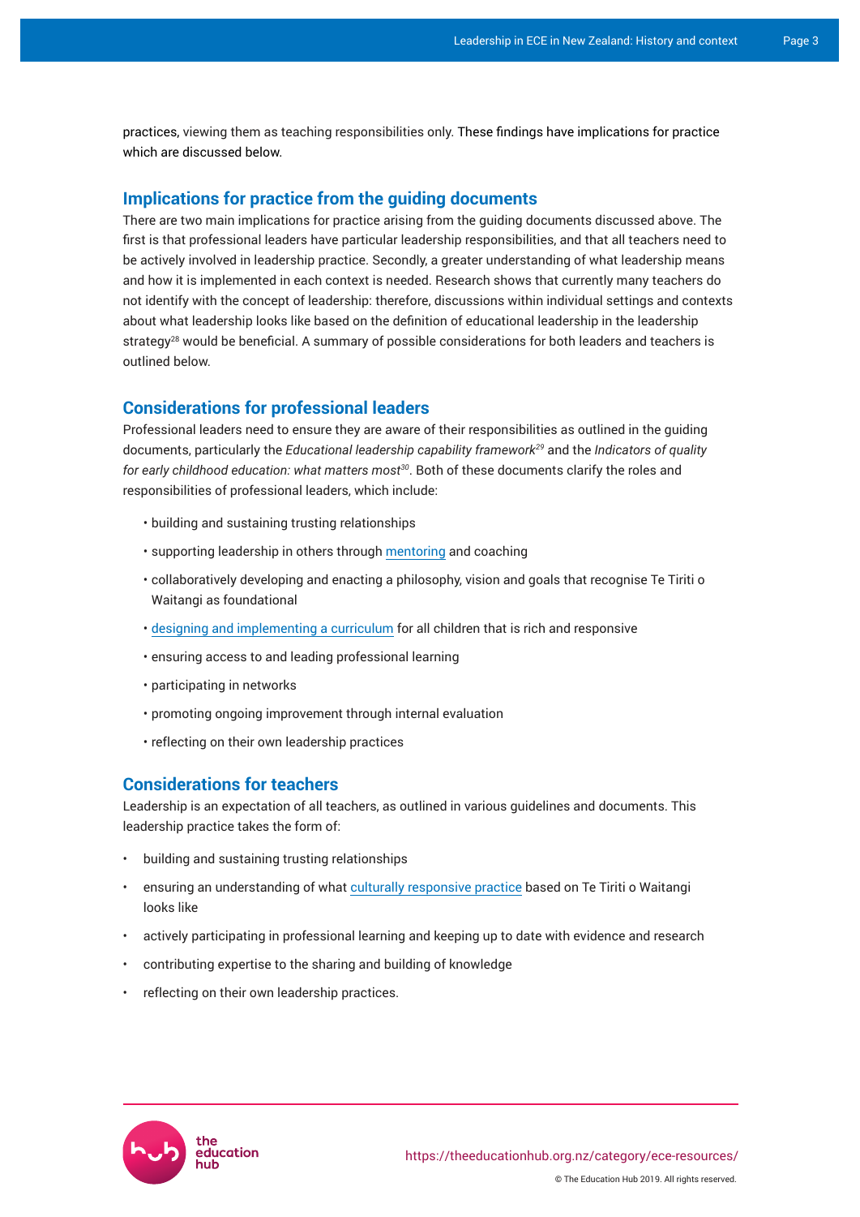practices, viewing them as teaching responsibilities only. These findings have implications for practice which are discussed below.

## Implications for practice from the guiding documents

There are two main implications for practice arising from the guiding documents discussed above. The first is that professional leaders have particular leadership responsibilities, and that all teachers need to be actively involved in leadership practice. Secondly, a greater understanding of what leadership means and how it is implemented in each context is needed. Research shows that currently many teachers do not identify with the concept of leadership: therefore, discussions within individual settings and contexts about what leadership looks like based on the definition of educational leadership in the leadership strategy[28] would be beneficial. A summary of possible considerations for both leaders and teachers is outlined below.

## Considerations for professional leaders

Professional leaders need to ensure they are aware of their responsibilities as outlined in the guiding documents, particularly the *Educational leadership capability framework*[29] and the *Indicators of quality for early childhood education: what matters most*[30]. Both of these documents clarify the roles and responsibilities of professional leaders, which include:

- building and sustaining trusting relationships
- supporting leadership in others through mentoring and coaching
- collaboratively developing and enacting a philosophy, vision and goals that recognise Te Tiriti o Waitangi as foundational
- designing and implementing a curriculum for all children that is rich and responsive
- ensuring access to and leading professional learning
- participating in networks
- promoting ongoing improvement through internal evaluation
- reflecting on their own leadership practices

## Considerations for teachers

Leadership is an expectation of all teachers, as outlined in various guidelines and documents. This leadership practice takes the form of:

- building and sustaining trusting relationships
- ensuring an understanding of what culturally responsive practice based on Te Tiriti o Waitangi looks like
- actively participating in professional learning and keeping up to date with evidence and research
- contributing expertise to the sharing and building of knowledge
- reflecting on their own leadership practices.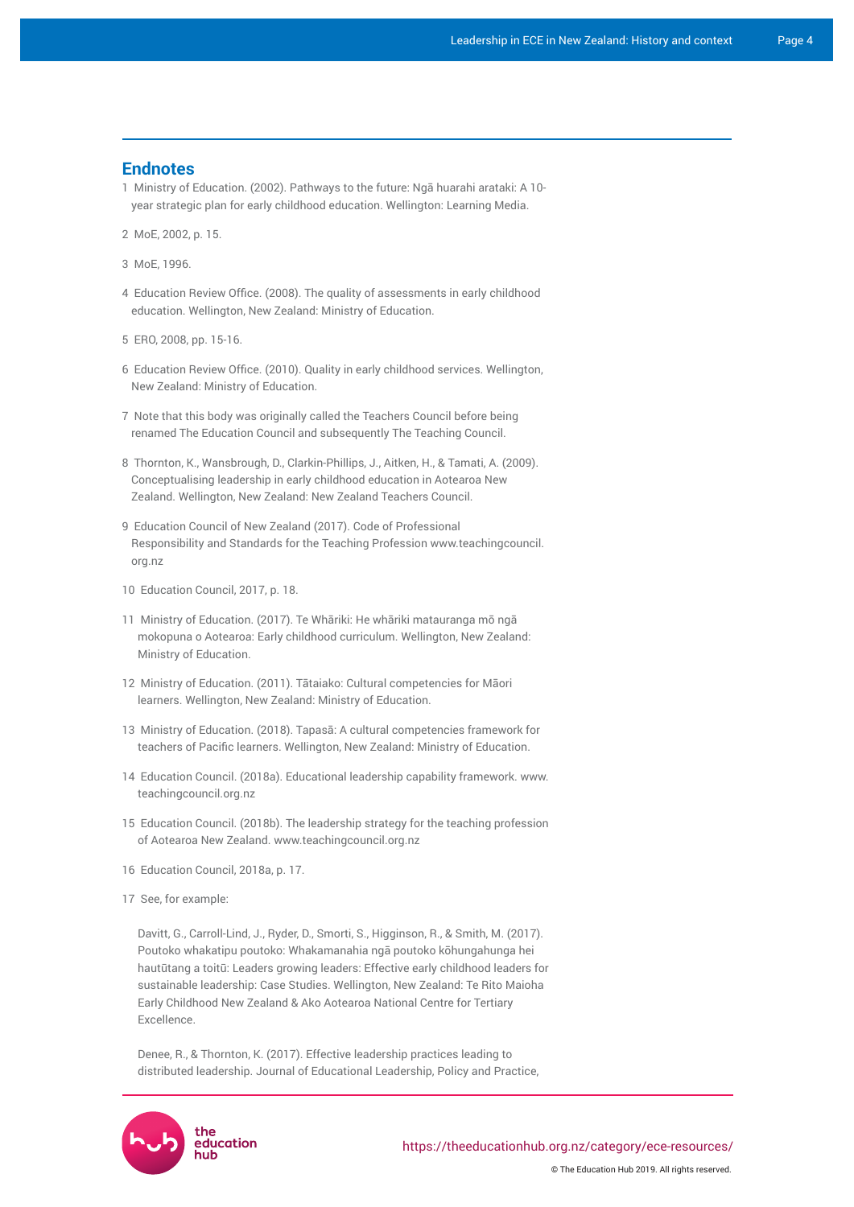## Endnotes

1 Ministry of Education. (2002). Pathways to the future: Ngā huarahi arataki: A 10-year strategic plan for early childhood education. Wellington: Learning Media.

2 MoE, 2002, p. 15.

3 MoE, 1996.

4 Education Review Office. (2008). The quality of assessments in early childhood education. Wellington, New Zealand: Ministry of Education.

5 ERO, 2008, pp. 15-16.

6 Education Review Office. (2010). Quality in early childhood services. Wellington, New Zealand: Ministry of Education.

7 Note that this body was originally called the Teachers Council before being renamed The Education Council and subsequently The Teaching Council.

8 Thornton, K., Wansbrough, D., Clarkin-Phillips, J., Aitken, H., & Tamati, A. (2009). Conceptualising leadership in early childhood education in Aotearoa New Zealand. Wellington, New Zealand: New Zealand Teachers Council.

9 Education Council of New Zealand (2017). Code of Professional Responsibility and Standards for the Teaching Profession www.teachingcouncil.org.nz

10 Education Council, 2017, p. 18.

11 Ministry of Education. (2017). Te Whāriki: He whāriki matauranga mō ngā mokopuna o Aotearoa: Early childhood curriculum. Wellington, New Zealand: Ministry of Education.

12 Ministry of Education. (2011). Tātaiako: Cultural competencies for Māori learners. Wellington, New Zealand: Ministry of Education.

13 Ministry of Education. (2018). Tapasā: A cultural competencies framework for teachers of Pacific learners. Wellington, New Zealand: Ministry of Education.

14 Education Council. (2018a). Educational leadership capability framework. www.teachingcouncil.org.nz

15 Education Council. (2018b). The leadership strategy for the teaching profession of Aotearoa New Zealand. www.teachingcouncil.org.nz

16 Education Council, 2018a, p. 17.

17 See, for example:

Davitt, G., Carroll-Lind, J., Ryder, D., Smorti, S., Higginson, R., & Smith, M. (2017). Poutoko whakatipu poutoko: Whakamanahia ngā poutoko kōhungahunga hei hautūtang a toitū: Leaders growing leaders: Effective early childhood leaders for sustainable leadership: Case Studies. Wellington, New Zealand: Te Rito Maioha Early Childhood New Zealand & Ako Aotearoa National Centre for Tertiary Excellence.

Denee, R., & Thornton, K. (2017). Effective leadership practices leading to distributed leadership. Journal of Educational Leadership, Policy and Practice,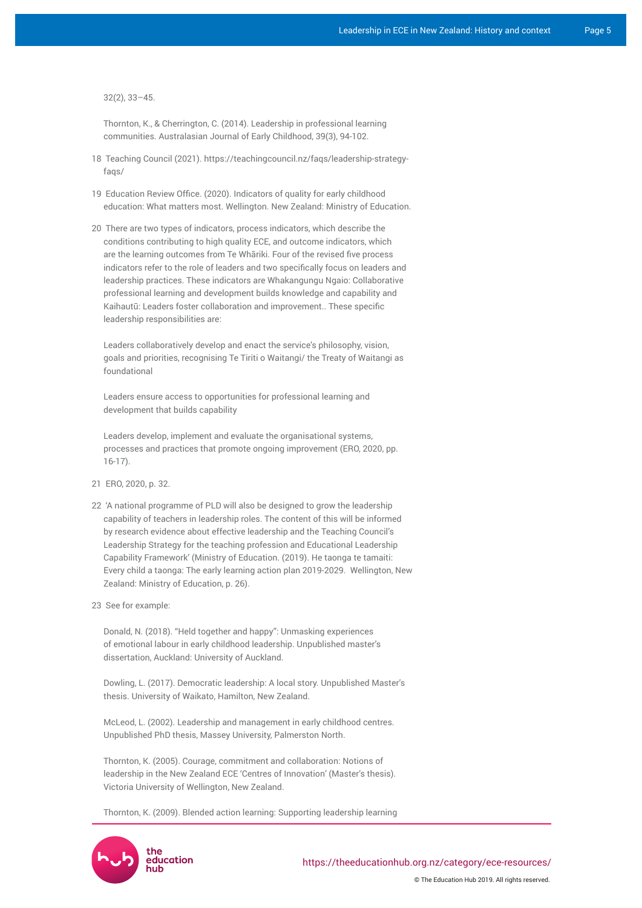32(2), 33–45.

Thornton, K., & Cherrington, C. (2014). Leadership in professional learning communities. Australasian Journal of Early Childhood, 39(3), 94-102.

18 Teaching Council (2021). https://teachingcouncil.nz/faqs/leadership-strategy-faqs/

19 Education Review Office. (2020). Indicators of quality for early childhood education: What matters most. Wellington. New Zealand: Ministry of Education.

20 There are two types of indicators, process indicators, which describe the conditions contributing to high quality ECE, and outcome indicators, which are the learning outcomes from Te Whāriki. Four of the revised five process indicators refer to the role of leaders and two specifically focus on leaders and leadership practices. These indicators are Whakangungu Ngaio: Collaborative professional learning and development builds knowledge and capability and Kaihautū: Leaders foster collaboration and improvement.. These specific leadership responsibilities are:

Leaders collaboratively develop and enact the service's philosophy, vision, goals and priorities, recognising Te Tiriti o Waitangi/ the Treaty of Waitangi as foundational

Leaders ensure access to opportunities for professional learning and development that builds capability

Leaders develop, implement and evaluate the organisational systems, processes and practices that promote ongoing improvement (ERO, 2020, pp. 16-17).

21 ERO, 2020, p. 32.

22 'A national programme of PLD will also be designed to grow the leadership capability of teachers in leadership roles. The content of this will be informed by research evidence about effective leadership and the Teaching Council's Leadership Strategy for the teaching profession and Educational Leadership Capability Framework' (Ministry of Education. (2019). He taonga te tamaiti: Every child a taonga: The early learning action plan 2019-2029. Wellington, New Zealand: Ministry of Education, p. 26).

23 See for example:

Donald, N. (2018). "Held together and happy": Unmasking experiences of emotional labour in early childhood leadership. Unpublished master's dissertation, Auckland: University of Auckland.

Dowling, L. (2017). Democratic leadership: A local story. Unpublished Master's thesis. University of Waikato, Hamilton, New Zealand.

McLeod, L. (2002). Leadership and management in early childhood centres. Unpublished PhD thesis, Massey University, Palmerston North.

Thornton, K. (2005). Courage, commitment and collaboration: Notions of leadership in the New Zealand ECE 'Centres of Innovation' (Master's thesis). Victoria University of Wellington, New Zealand.

Thornton, K. (2009). Blended action learning: Supporting leadership learning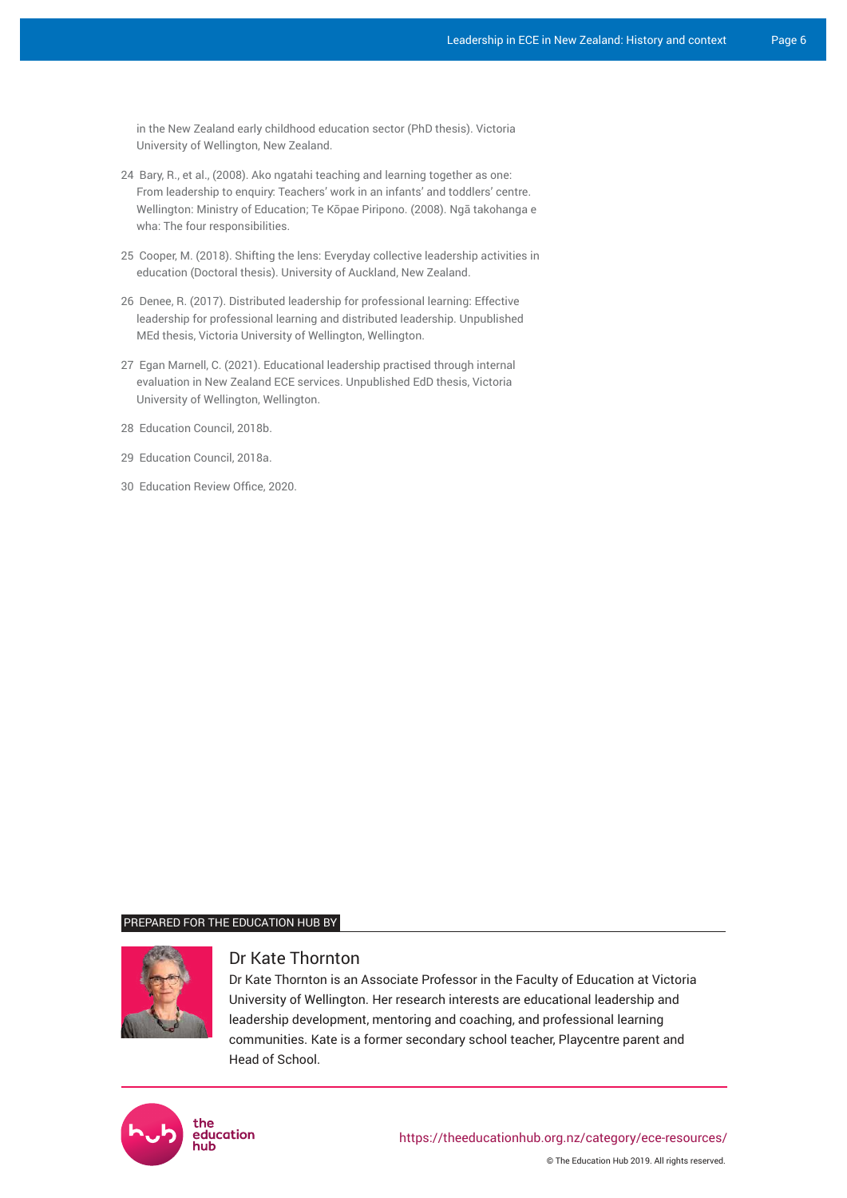in the New Zealand early childhood education sector (PhD thesis). Victoria University of Wellington, New Zealand.

24 Bary, R., et al., (2008). Ako ngatahi teaching and learning together as one: From leadership to enquiry: Teachers' work in an infants' and toddlers' centre. Wellington: Ministry of Education; Te Kōpae Piripono. (2008). Ngā takohanga e wha: The four responsibilities.

25 Cooper, M. (2018). Shifting the lens: Everyday collective leadership activities in education (Doctoral thesis). University of Auckland, New Zealand.

26 Denee, R. (2017). Distributed leadership for professional learning: Effective leadership for professional learning and distributed leadership. Unpublished MEd thesis, Victoria University of Wellington, Wellington.

27 Egan Marnell, C. (2021). Educational leadership practised through internal evaluation in New Zealand ECE services. Unpublished EdD thesis, Victoria University of Wellington, Wellington.

28 Education Council, 2018b.

29 Education Council, 2018a.

30 Education Review Office, 2020.

PREPARED FOR THE EDUCATION HUB BY

## Dr Kate Thornton

Dr Kate Thornton is an Associate Professor in the Faculty of Education at Victoria University of Wellington. Her research interests are educational leadership and leadership development, mentoring and coaching, and professional learning communities. Kate is a former secondary school teacher, Playcentre parent and Head of School.

the education hub

https://theeducationhub.org.nz/category/ece-resources/

© The Education Hub 2019. All rights reserved.